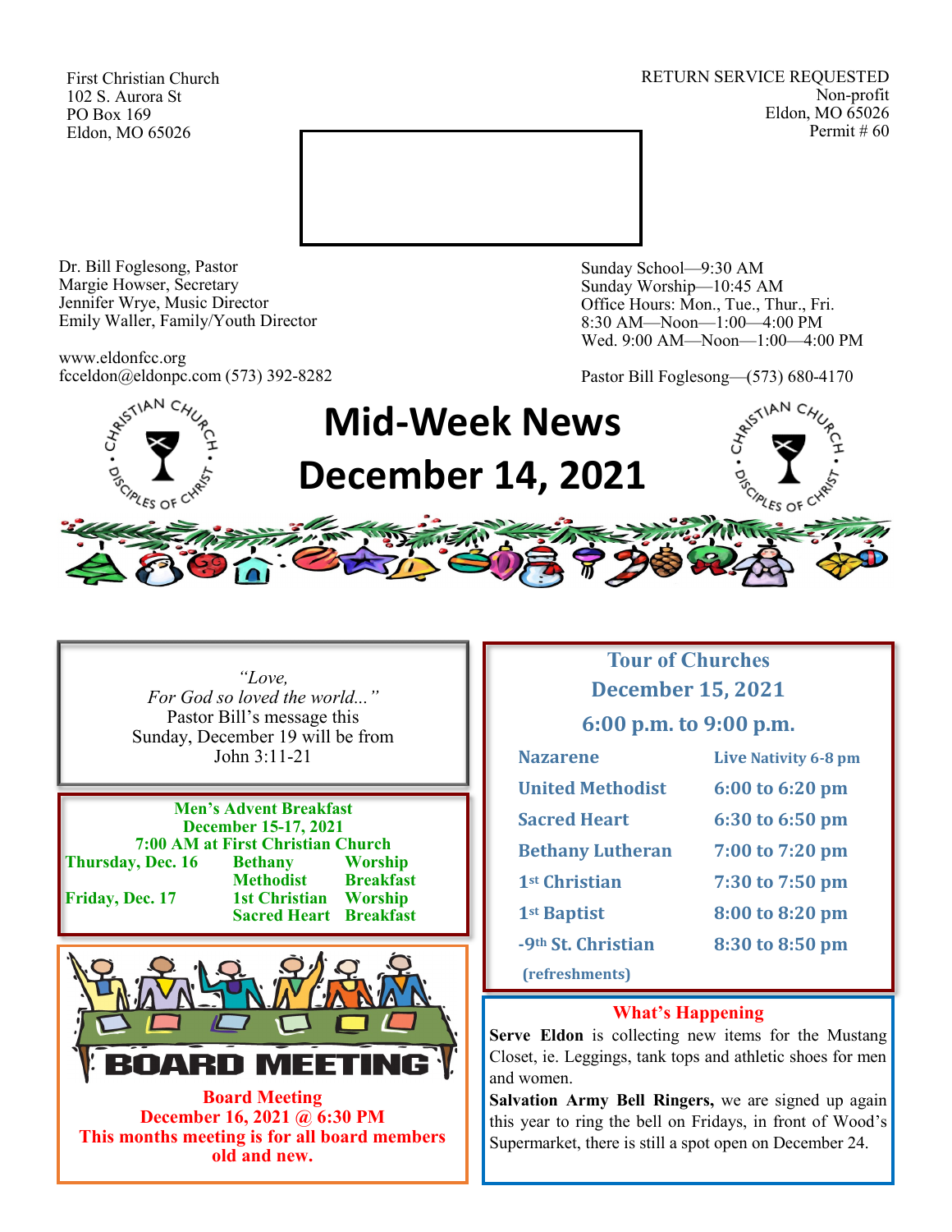First Christian Church
102 S. Aurora St
PO Box 169
Eldon, MO 65026

RETURN SERVICE REQUESTED
Non-profit
Eldon, MO 65026
Permit # 60

Dr. Bill Foglesong, Pastor
Margie Howser, Secretary
Jennifer Wrye, Music Director
Emily Waller, Family/Youth Director

www.eldonfcc.org
fcceldon@eldonpc.com (573) 392-8282

Sunday School—9:30 AM
Sunday Worship—10:45 AM
Office Hours: Mon., Tue., Thur., Fri.
8:30 AM—Noon—1:00—4:00 PM
Wed. 9:00 AM—Noon—1:00—4:00 PM

Pastor Bill Foglesong—(573) 680-4170

# Mid-Week News
# December 14, 2021

*"Love,*
*For God so loved the world..."*
Pastor Bill's message this
Sunday, December 19 will be from
John 3:11-21

**Men's Advent Breakfast**
**December 15-17, 2021**
**7:00 AM at First Christian Church**

| | | |
|---|---|---|
| **Thursday, Dec. 16** | **Bethany Methodist** | **Worship Breakfast** |
| **Friday, Dec. 17** | **1st Christian Sacred Heart** | **Worship Breakfast** |

**BOARD MEETING**

**Board Meeting**
**December 16, 2021 @ 6:30 PM**
**This months meeting is for all board members old and new.**

## Tour of Churches
## December 15, 2021
## 6:00 p.m. to 9:00 p.m.

| | |
|---|---|
| Nazarene | Live Nativity 6-8 pm |
| United Methodist | 6:00 to 6:20 pm |
| Sacred Heart | 6:30 to 6:50 pm |
| Bethany Lutheran | 7:00 to 7:20 pm |
| 1st Christian | 7:30 to 7:50 pm |
| 1st Baptist | 8:00 to 8:20 pm |
| -9th St. Christian (refreshments) | 8:30 to 8:50 pm |

## What's Happening

**Serve Eldon** is collecting new items for the Mustang Closet, ie. Leggings, tank tops and athletic shoes for men and women.

**Salvation Army Bell Ringers,** we are signed up again this year to ring the bell on Fridays, in front of Wood's Supermarket, there is still a spot open on December 24.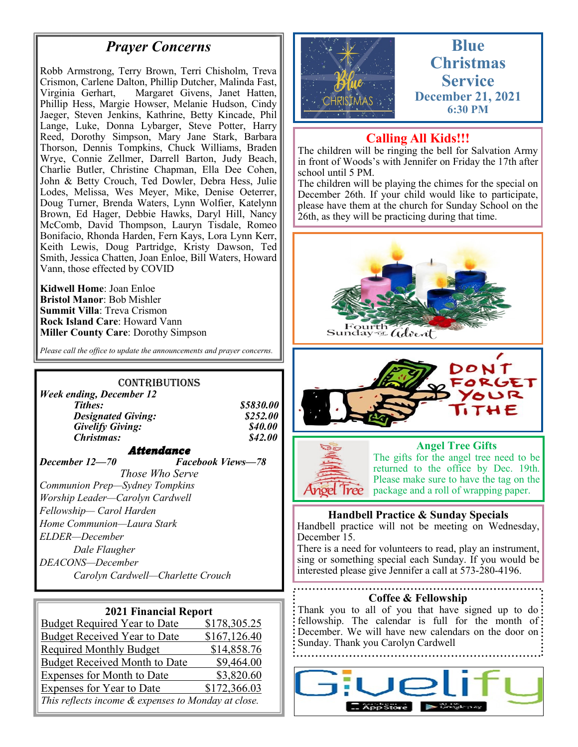## *Prayer Concerns*

Robb Armstrong, Terry Brown, Terri Chisholm, Treva Crismon, Carlene Dalton, Phillip Dutcher, Malinda Fast, Virginia Gerhart, Margaret Givens, Janet Hatten, Phillip Hess, Margie Howser, Melanie Hudson, Cindy Jaeger, Steven Jenkins, Kathrine, Betty Kincade, Phil Lange, Luke, Donna Lybarger, Steve Potter, Harry Reed, Dorothy Simpson, Mary Jane Stark, Barbara Thorson, Dennis Tompkins, Chuck Williams, Braden Wrye, Connie Zellmer, Darrell Barton, Judy Beach, Charlie Butler, Christine Chapman, Ella Dee Cohen, John & Betty Crouch, Ted Dowler, Debra Hess, Julie Lodes, Melissa, Wes Meyer, Mike, Denise Oeterrer, Doug Turner, Brenda Waters, Lynn Wolfier, Katelynn Brown, Ed Hager, Debbie Hawks, Daryl Hill, Nancy McComb, David Thompson, Lauryn Tisdale, Romeo Bonifacio, Rhonda Harden, Fern Kays, Lora Lynn Kerr, Keith Lewis, Doug Partridge, Kristy Dawson, Ted Smith, Jessica Chatten, Joan Enloe, Bill Waters, Howard Vann, those effected by COVID

**Kidwell Home**: Joan Enloe
**Bristol Manor**: Bob Mishler
**Summit Villa**: Treva Crismon
**Rock Island Care**: Howard Vann
**Miller County Care**: Dorothy Simpson

*Please call the office to update the announcements and prayer concerns.*

### CONTRIBUTIONS

***Week ending, December 12***

| | |
|---|---|
| ***Tithes:*** | ***$5830.00*** |
| ***Designated Giving:*** | ***$252.00*** |
| ***Givelify Giving:*** | ***$40.00*** |
| ***Christmas:*** | ***$42.00*** |

### *Attendance*

***December 12—70*** ***Facebook Views—78***

*Those Who Serve*

*Communion Prep—Sydney Tompkins*
*Worship Leader—Carolyn Cardwell*
*Fellowship— Carol Harden*
*Home Communion—Laura Stark*
*ELDER—December*
*Dale Flaugher*
*DEACONS—December*
*Carolyn Cardwell—Charlette Crouch*

### 2021 Financial Report

| | |
|---|---|
| Budget Required Year to Date | $178,305.25 |
| Budget Received Year to Date | $167,126.40 |
| Required Monthly Budget | $14,858.76 |
| Budget Received Month to Date | $9,464.00 |
| Expenses for Month to Date | $3,820.60 |
| Expenses for Year to Date | $172,366.03 |

*This reflects income & expenses to Monday at close.*

## Blue Christmas Service

**December 21, 2021**
**6:30 PM**

## Calling All Kids!!!

The children will be ringing the bell for Salvation Army in front of Woods's with Jennifer on Friday the 17th after school until 5 PM.

The children will be playing the chimes for the special on December 26th. If your child would like to participate, please have them at the church for Sunday School on the 26th, as they will be practicing during that time.

Fourth Sunday of Advent

DON'T FORGET YOUR TITHE

### Angel Tree Gifts

The gifts for the angel tree need to be returned to the office by Dec. 19th. Please make sure to have the tag on the package and a roll of wrapping paper.

### Handbell Practice & Sunday Specials

Handbell practice will not be meeting on Wednesday, December 15.

There is a need for volunteers to read, play an instrument, sing or something special each Sunday. If you would be interested please give Jennifer a call at 573-280-4196.

### Coffee & Fellowship

Thank you to all of you that have signed up to do fellowship. The calendar is full for the month of December. We will have new calendars on the door on Sunday. Thank you Carolyn Cardwell

Givelify